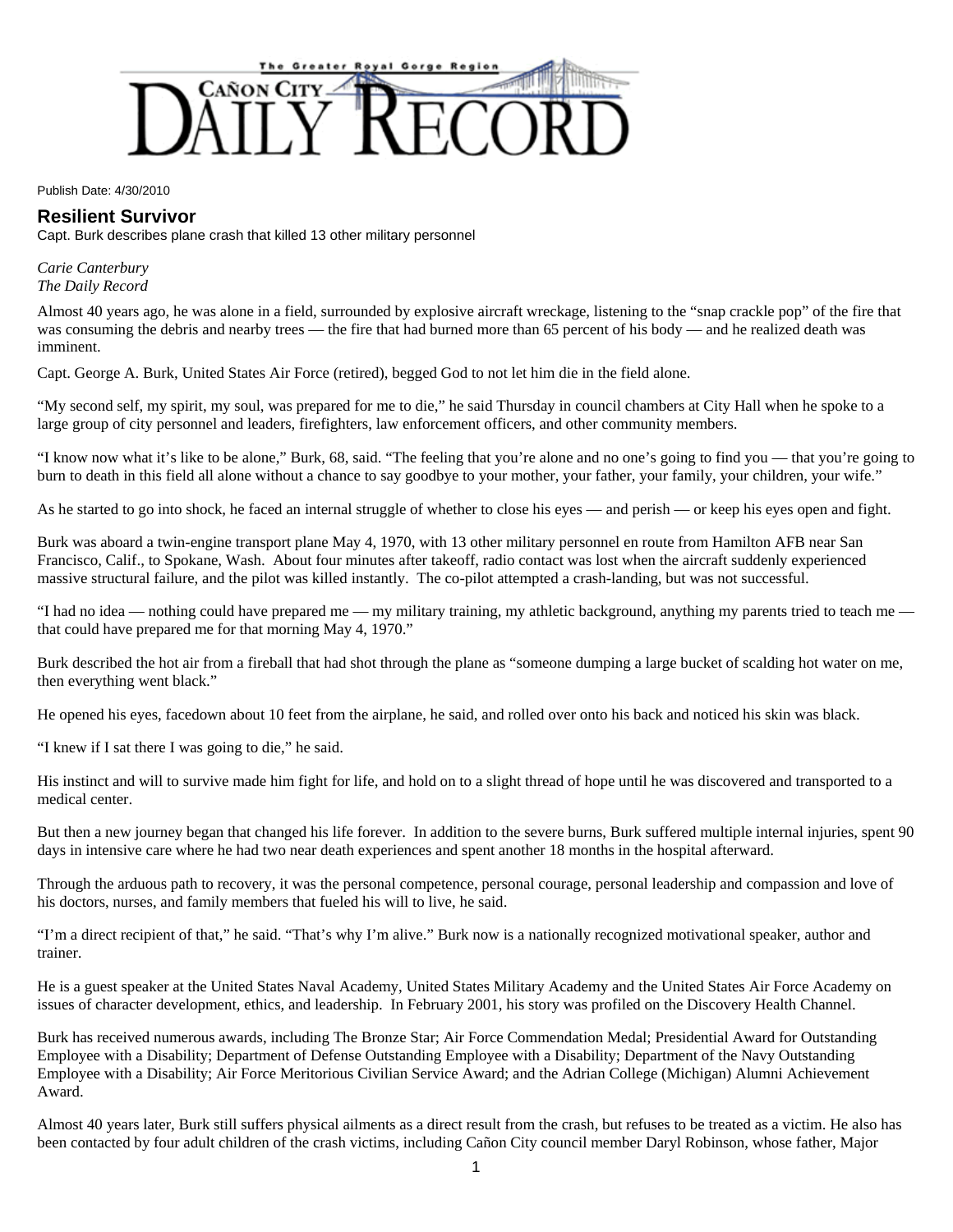Cañon City Daily Record — The Greater Royal Gorge Region

Publish Date: 4/30/2010

## Resilient Survivor

Capt. Burk describes plane crash that killed 13 other military personnel

*Carie Canterbury*
*The Daily Record*

Almost 40 years ago, he was alone in a field, surrounded by explosive aircraft wreckage, listening to the "snap crackle pop" of the fire that was consuming the debris and nearby trees — the fire that had burned more than 65 percent of his body — and he realized death was imminent.

Capt. George A. Burk, United States Air Force (retired), begged God to not let him die in the field alone.

"My second self, my spirit, my soul, was prepared for me to die," he said Thursday in council chambers at City Hall when he spoke to a large group of city personnel and leaders, firefighters, law enforcement officers, and other community members.

"I know now what it's like to be alone," Burk, 68, said. "The feeling that you're alone and no one's going to find you — that you're going to burn to death in this field all alone without a chance to say goodbye to your mother, your father, your family, your children, your wife."

As he started to go into shock, he faced an internal struggle of whether to close his eyes — and perish — or keep his eyes open and fight.

Burk was aboard a twin-engine transport plane May 4, 1970, with 13 other military personnel en route from Hamilton AFB near San Francisco, Calif., to Spokane, Wash. About four minutes after takeoff, radio contact was lost when the aircraft suddenly experienced massive structural failure, and the pilot was killed instantly. The co-pilot attempted a crash-landing, but was not successful.

"I had no idea — nothing could have prepared me — my military training, my athletic background, anything my parents tried to teach me — that could have prepared me for that morning May 4, 1970."

Burk described the hot air from a fireball that had shot through the plane as "someone dumping a large bucket of scalding hot water on me, then everything went black."

He opened his eyes, facedown about 10 feet from the airplane, he said, and rolled over onto his back and noticed his skin was black.

"I knew if I sat there I was going to die," he said.

His instinct and will to survive made him fight for life, and hold on to a slight thread of hope until he was discovered and transported to a medical center.

But then a new journey began that changed his life forever. In addition to the severe burns, Burk suffered multiple internal injuries, spent 90 days in intensive care where he had two near death experiences and spent another 18 months in the hospital afterward.

Through the arduous path to recovery, it was the personal competence, personal courage, personal leadership and compassion and love of his doctors, nurses, and family members that fueled his will to live, he said.

"I'm a direct recipient of that," he said. "That's why I'm alive." Burk now is a nationally recognized motivational speaker, author and trainer.

He is a guest speaker at the United States Naval Academy, United States Military Academy and the United States Air Force Academy on issues of character development, ethics, and leadership. In February 2001, his story was profiled on the Discovery Health Channel.

Burk has received numerous awards, including The Bronze Star; Air Force Commendation Medal; Presidential Award for Outstanding Employee with a Disability; Department of Defense Outstanding Employee with a Disability; Department of the Navy Outstanding Employee with a Disability; Air Force Meritorious Civilian Service Award; and the Adrian College (Michigan) Alumni Achievement Award.

Almost 40 years later, Burk still suffers physical ailments as a direct result from the crash, but refuses to be treated as a victim. He also has been contacted by four adult children of the crash victims, including Cañon City council member Daryl Robinson, whose father, Major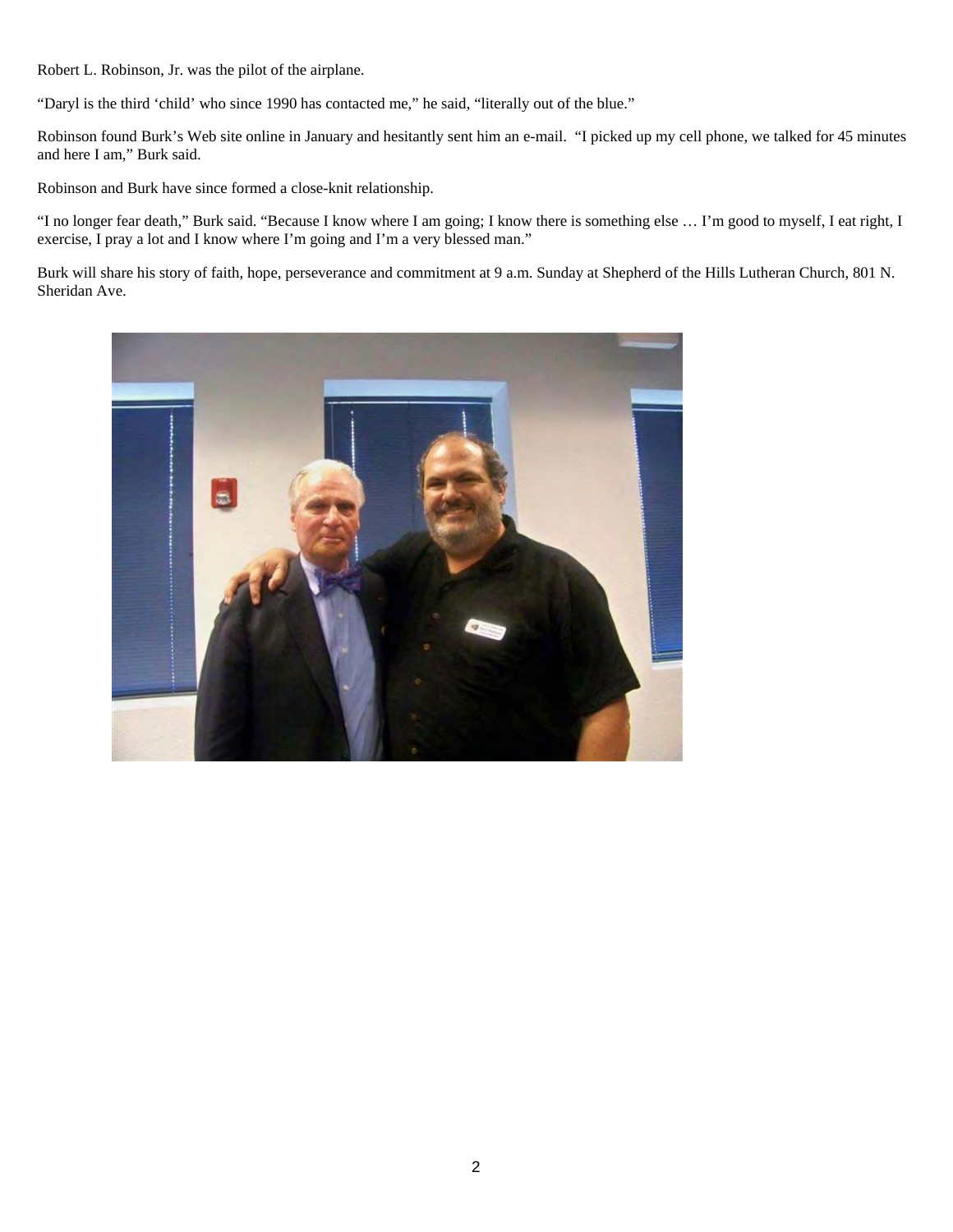Robert L. Robinson, Jr. was the pilot of the airplane.

“Daryl is the third ‘child’ who since 1990 has contacted me,” he said, “literally out of the blue.”

Robinson found Burk’s Web site online in January and hesitantly sent him an e-mail. “I picked up my cell phone, we talked for 45 minutes and here I am,” Burk said.

Robinson and Burk have since formed a close-knit relationship.

“I no longer fear death,” Burk said. “Because I know where I am going; I know there is something else … I’m good to myself, I eat right, I exercise, I pray a lot and I know where I’m going and I’m a very blessed man.”

Burk will share his story of faith, hope, perseverance and commitment at 9 a.m. Sunday at Shepherd of the Hills Lutheran Church, 801 N. Sheridan Ave.